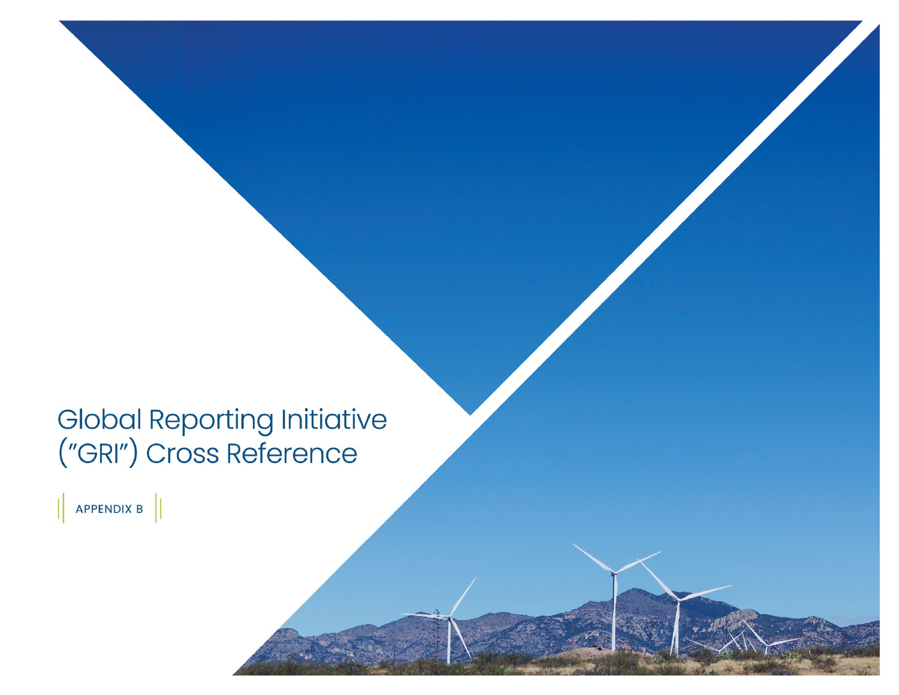# Global Reporting Initiative ("GRI") Cross Reference

APPENDIX B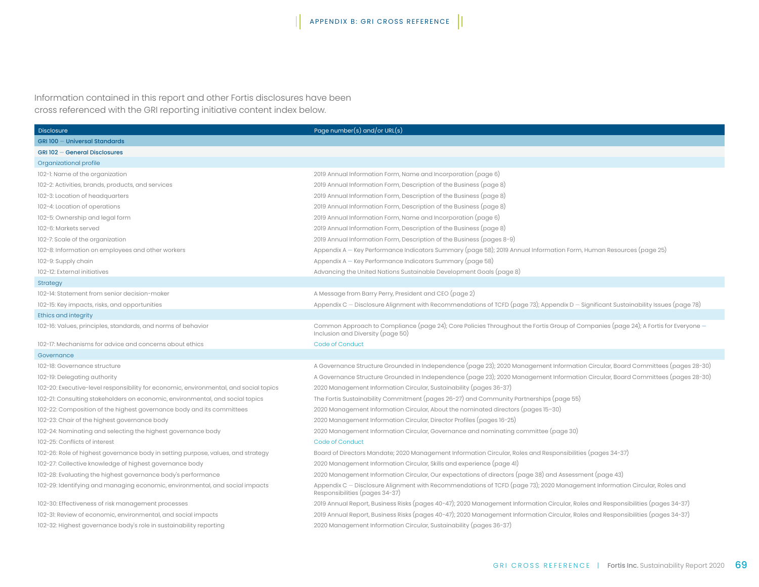Information contained in this report and other Fortis disclosures have been cross referenced with the GRI reporting initiative content index below.

| Disclosure | Page number(s) and/or URL(s) |
|---|---|
| **GRI 100 — Universal Standards** | |
| **GRI 102 — General Disclosures** | |
| Organizational profile | |
| 102-1: Name of the organization | 2019 Annual Information Form, Name and Incorporation (page 6) |
| 102-2: Activities, brands, products, and services | 2019 Annual Information Form, Description of the Business (page 8) |
| 102-3: Location of headquarters | 2019 Annual Information Form, Description of the Business (page 8) |
| 102-4: Location of operations | 2019 Annual Information Form, Description of the Business (page 8) |
| 102-5: Ownership and legal form | 2019 Annual Information Form, Name and Incorporation (page 6) |
| 102-6: Markets served | 2019 Annual Information Form, Description of the Business (page 8) |
| 102-7: Scale of the organization | 2019 Annual Information Form, Description of the Business (pages 8-9) |
| 102-8: Information on employees and other workers | Appendix A — Key Performance Indicators Summary (page 58); 2019 Annual Information Form, Human Resources (page 25) |
| 102-9: Supply chain | Appendix A — Key Performance Indicators Summary (page 58) |
| 102-12: External initiatives | Advancing the United Nations Sustainable Development Goals (page 8) |
| Strategy | |
| 102-14: Statement from senior decision-maker | A Message from Barry Perry, President and CEO (page 2) |
| 102-15: Key impacts, risks, and opportunities | Appendix C — Disclosure Alignment with Recommendations of TCFD (page 73); Appendix D — Significant Sustainability Issues (page 78) |
| Ethics and integrity | |
| 102-16: Values, principles, standards, and norms of behavior | Common Approach to Compliance (page 24); Core Policies Throughout the Fortis Group of Companies (page 24); A Fortis for Everyone — Inclusion and Diversity (page 50) |
| 102-17: Mechanisms for advice and concerns about ethics | Code of Conduct |
| Governance | |
| 102-18: Governance structure | A Governance Structure Grounded in Independence (page 23); 2020 Management Information Circular, Board Committees (pages 28-30) |
| 102-19: Delegating authority | A Governance Structure Grounded in Independence (page 23); 2020 Management Information Circular, Board Committees (pages 28-30) |
| 102-20: Executive-level responsibility for economic, environmental, and social topics | 2020 Management Information Circular, Sustainability (pages 36-37) |
| 102-21: Consulting stakeholders on economic, environmental, and social topics | The Fortis Sustainability Commitment (pages 26-27) and Community Partnerships (page 55) |
| 102-22: Composition of the highest governance body and its committees | 2020 Management Information Circular, About the nominated directors (pages 15–30) |
| 102-23: Chair of the highest governance body | 2020 Management Information Circular, Director Profiles (pages 16-25) |
| 102-24: Nominating and selecting the highest governance body | 2020 Management Information Circular, Governance and nominating committee (page 30) |
| 102-25: Conflicts of interest | Code of Conduct |
| 102-26: Role of highest governance body in setting purpose, values, and strategy | Board of Directors Mandate; 2020 Management Information Circular, Roles and Responsibilities (pages 34-37) |
| 102-27: Collective knowledge of highest governance body | 2020 Management Information Circular, Skills and experience (page 41) |
| 102-28: Evaluating the highest governance body's performance | 2020 Management Information Circular, Our expectations of directors (page 38) and Assessment (page 43) |
| 102-29: Identifying and managing economic, environmental, and social impacts | Appendix C — Disclosure Alignment with Recommendations of TCFD (page 73); 2020 Management Information Circular, Roles and Responsibilities (pages 34-37) |
| 102-30: Effectiveness of risk management processes | 2019 Annual Report, Business Risks (pages 40-47); 2020 Management Information Circular, Roles and Responsibilities (pages 34-37) |
| 102-31: Review of economic, environmental, and social impacts | 2019 Annual Report, Business Risks (pages 40-47); 2020 Management Information Circular, Roles and Responsibilities (pages 34-37) |
| 102-32: Highest governance body's role in sustainability reporting | 2020 Management Information Circular, Sustainability (pages 36-37) |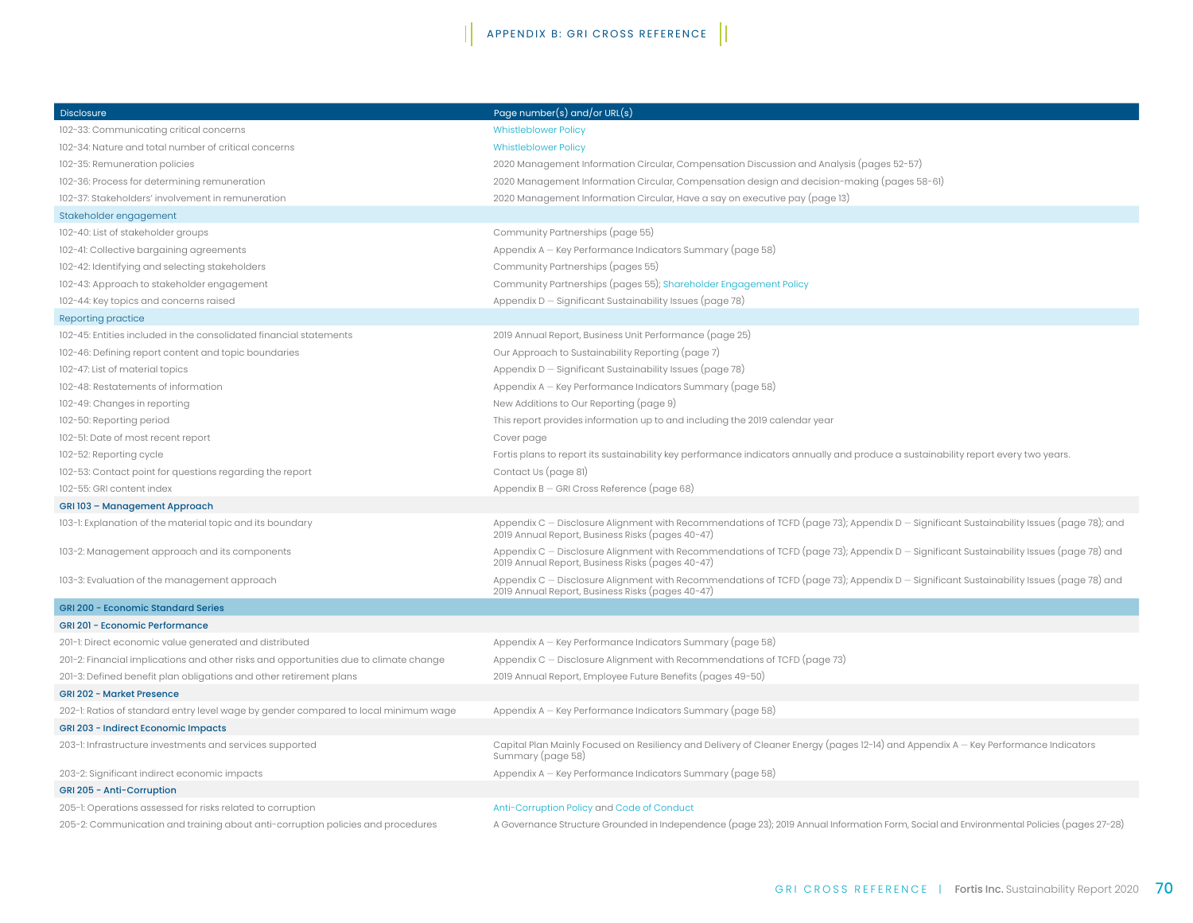## APPENDIX B: GRI CROSS REFERENCE

| Disclosure | Page number(s) and/or URL(s) |
|---|---|
| 102-33: Communicating critical concerns | Whistleblower Policy |
| 102-34: Nature and total number of critical concerns | Whistleblower Policy |
| 102-35: Remuneration policies | 2020 Management Information Circular, Compensation Discussion and Analysis (pages 52-57) |
| 102-36: Process for determining remuneration | 2020 Management Information Circular, Compensation design and decision-making (pages 58-61) |
| 102-37: Stakeholders' involvement in remuneration | 2020 Management Information Circular, Have a say on executive pay (page 13) |
| **Stakeholder engagement** | |
| 102-40: List of stakeholder groups | Community Partnerships (page 55) |
| 102-41: Collective bargaining agreements | Appendix A — Key Performance Indicators Summary (page 58) |
| 102-42: Identifying and selecting stakeholders | Community Partnerships (pages 55) |
| 102-43: Approach to stakeholder engagement | Community Partnerships (pages 55); Shareholder Engagement Policy |
| 102-44: Key topics and concerns raised | Appendix D — Significant Sustainability Issues (page 78) |
| **Reporting practice** | |
| 102-45: Entities included in the consolidated financial statements | 2019 Annual Report, Business Unit Performance (page 25) |
| 102-46: Defining report content and topic boundaries | Our Approach to Sustainability Reporting (page 7) |
| 102-47: List of material topics | Appendix D — Significant Sustainability Issues (page 78) |
| 102-48: Restatements of information | Appendix A — Key Performance Indicators Summary (page 58) |
| 102-49: Changes in reporting | New Additions to Our Reporting (page 9) |
| 102-50: Reporting period | This report provides information up to and including the 2019 calendar year |
| 102-51: Date of most recent report | Cover page |
| 102-52: Reporting cycle | Fortis plans to report its sustainability key performance indicators annually and produce a sustainability report every two years. |
| 102-53: Contact point for questions regarding the report | Contact Us (page 81) |
| 102-55: GRI content index | Appendix B — GRI Cross Reference (page 68) |
| **GRI 103 – Management Approach** | |
| 103-1: Explanation of the material topic and its boundary | Appendix C — Disclosure Alignment with Recommendations of TCFD (page 73); Appendix D — Significant Sustainability Issues (page 78); and 2019 Annual Report, Business Risks (pages 40-47) |
| 103-2: Management approach and its components | Appendix C — Disclosure Alignment with Recommendations of TCFD (page 73); Appendix D — Significant Sustainability Issues (page 78) and 2019 Annual Report, Business Risks (pages 40-47) |
| 103-3: Evaluation of the management approach | Appendix C — Disclosure Alignment with Recommendations of TCFD (page 73); Appendix D — Significant Sustainability Issues (page 78) and 2019 Annual Report, Business Risks (pages 40-47) |
| **GRI 200 - Economic Standard Series** | |
| **GRI 201 - Economic Performance** | |
| 201-1: Direct economic value generated and distributed | Appendix A — Key Performance Indicators Summary (page 58) |
| 201-2: Financial implications and other risks and opportunities due to climate change | Appendix C — Disclosure Alignment with Recommendations of TCFD (page 73) |
| 201-3: Defined benefit plan obligations and other retirement plans | 2019 Annual Report, Employee Future Benefits (pages 49-50) |
| **GRI 202 - Market Presence** | |
| 202-1: Ratios of standard entry level wage by gender compared to local minimum wage | Appendix A — Key Performance Indicators Summary (page 58) |
| **GRI 203 - Indirect Economic Impacts** | |
| 203-1: Infrastructure investments and services supported | Capital Plan Mainly Focused on Resiliency and Delivery of Cleaner Energy (pages 12-14) and Appendix A — Key Performance Indicators Summary (page 58) |
| 203-2: Significant indirect economic impacts | Appendix A — Key Performance Indicators Summary (page 58) |
| **GRI 205 - Anti-Corruption** | |
| 205-1: Operations assessed for risks related to corruption | Anti-Corruption Policy and Code of Conduct |
| 205-2: Communication and training about anti-corruption policies and procedures | A Governance Structure Grounded in Independence (page 23); 2019 Annual Information Form, Social and Environmental Policies (pages 27-28) |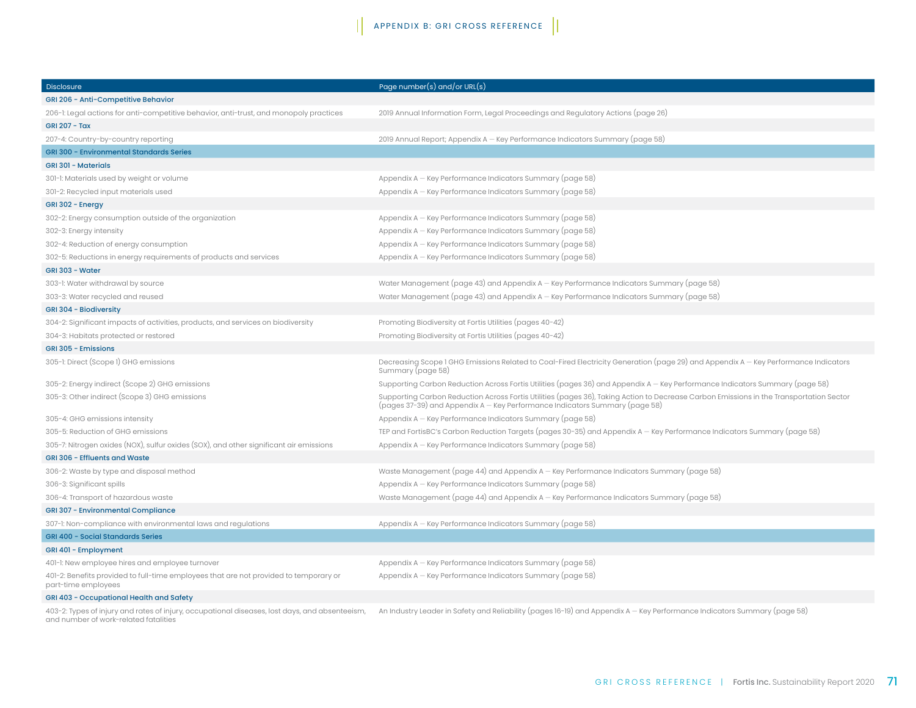# APPENDIX B: GRI CROSS REFERENCE

| Disclosure | Page number(s) and/or URL(s) |
|---|---|
| **GRI 206 - Anti-Competitive Behavior** | |
| 206-1: Legal actions for anti-competitive behavior, anti-trust, and monopoly practices | 2019 Annual Information Form, Legal Proceedings and Regulatory Actions (page 26) |
| **GRI 207 - Tax** | |
| 207-4: Country-by-country reporting | 2019 Annual Report; Appendix A — Key Performance Indicators Summary (page 58) |
| **GRI 300 - Environmental Standards Series** | |
| **GRI 301 - Materials** | |
| 301-1: Materials used by weight or volume | Appendix A — Key Performance Indicators Summary (page 58) |
| 301-2: Recycled input materials used | Appendix A — Key Performance Indicators Summary (page 58) |
| **GRI 302 - Energy** | |
| 302-2: Energy consumption outside of the organization | Appendix A — Key Performance Indicators Summary (page 58) |
| 302-3: Energy intensity | Appendix A — Key Performance Indicators Summary (page 58) |
| 302-4: Reduction of energy consumption | Appendix A — Key Performance Indicators Summary (page 58) |
| 302-5: Reductions in energy requirements of products and services | Appendix A — Key Performance Indicators Summary (page 58) |
| **GRI 303 - Water** | |
| 303-1: Water withdrawal by source | Water Management (page 43) and Appendix A — Key Performance Indicators Summary (page 58) |
| 303-3: Water recycled and reused | Water Management (page 43) and Appendix A — Key Performance Indicators Summary (page 58) |
| **GRI 304 - Biodiversity** | |
| 304-2: Significant impacts of activities, products, and services on biodiversity | Promoting Biodiversity at Fortis Utilities (pages 40-42) |
| 304-3: Habitats protected or restored | Promoting Biodiversity at Fortis Utilities (pages 40-42) |
| **GRI 305 - Emissions** | |
| 305-1: Direct (Scope 1) GHG emissions | Decreasing Scope 1 GHG Emissions Related to Coal-Fired Electricity Generation (page 29) and Appendix A — Key Performance Indicators Summary (page 58) |
| 305-2: Energy indirect (Scope 2) GHG emissions | Supporting Carbon Reduction Across Fortis Utilities (pages 36) and Appendix A — Key Performance Indicators Summary (page 58) |
| 305-3: Other indirect (Scope 3) GHG emissions | Supporting Carbon Reduction Across Fortis Utilities (pages 36), Taking Action to Decrease Carbon Emissions in the Transportation Sector (pages 37-39) and Appendix A — Key Performance Indicators Summary (page 58) |
| 305-4: GHG emissions intensity | Appendix A — Key Performance Indicators Summary (page 58) |
| 305-5: Reduction of GHG emissions | TEP and FortisBC's Carbon Reduction Targets (pages 30-35) and Appendix A — Key Performance Indicators Summary (page 58) |
| 305-7: Nitrogen oxides (NOX), sulfur oxides (SOX), and other significant air emissions | Appendix A — Key Performance Indicators Summary (page 58) |
| **GRI 306 - Effluents and Waste** | |
| 306-2: Waste by type and disposal method | Waste Management (page 44) and Appendix A — Key Performance Indicators Summary (page 58) |
| 306-3: Significant spills | Appendix A — Key Performance Indicators Summary (page 58) |
| 306-4: Transport of hazardous waste | Waste Management (page 44) and Appendix A — Key Performance Indicators Summary (page 58) |
| **GRI 307 - Environmental Compliance** | |
| 307-1: Non-compliance with environmental laws and regulations | Appendix A — Key Performance Indicators Summary (page 58) |
| **GRI 400 - Social Standards Series** | |
| **GRI 401 - Employment** | |
| 401-1: New employee hires and employee turnover | Appendix A — Key Performance Indicators Summary (page 58) |
| 401-2: Benefits provided to full-time employees that are not provided to temporary or part-time employees | Appendix A — Key Performance Indicators Summary (page 58) |
| **GRI 403 - Occupational Health and Safety** | |
| 403-2: Types of injury and rates of injury, occupational diseases, lost days, and absenteeism, and number of work-related fatalities | An Industry Leader in Safety and Reliability (pages 16-19) and Appendix A — Key Performance Indicators Summary (page 58) |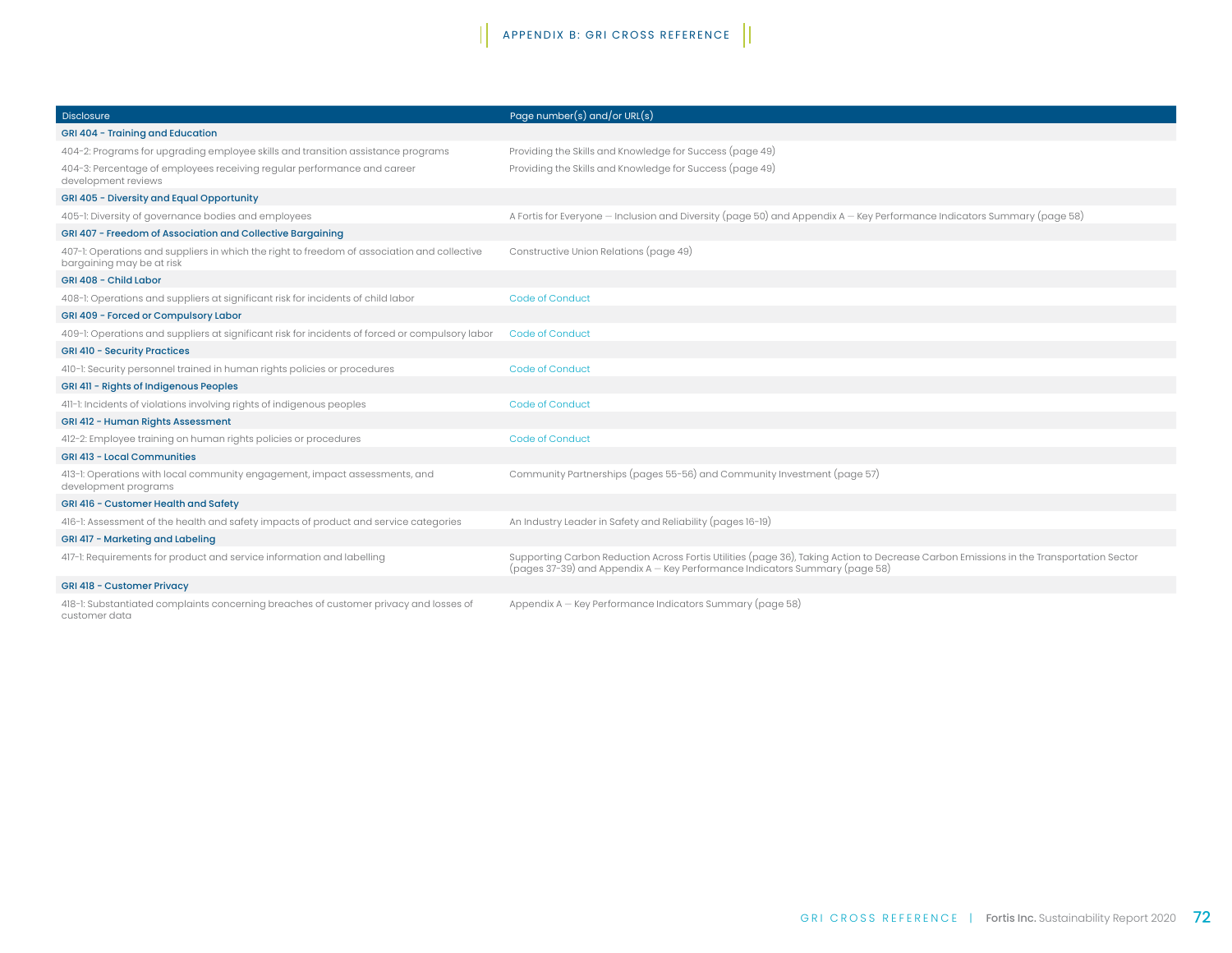# APPENDIX B: GRI CROSS REFERENCE

| Disclosure | Page number(s) and/or URL(s) |
|---|---|
| **GRI 404 - Training and Education** | |
| 404-2: Programs for upgrading employee skills and transition assistance programs | Providing the Skills and Knowledge for Success (page 49) |
| 404-3: Percentage of employees receiving regular performance and career development reviews | Providing the Skills and Knowledge for Success (page 49) |
| **GRI 405 - Diversity and Equal Opportunity** | |
| 405-1: Diversity of governance bodies and employees | A Fortis for Everyone — Inclusion and Diversity (page 50) and Appendix A — Key Performance Indicators Summary (page 58) |
| **GRI 407 - Freedom of Association and Collective Bargaining** | |
| 407-1: Operations and suppliers in which the right to freedom of association and collective bargaining may be at risk | Constructive Union Relations (page 49) |
| **GRI 408 - Child Labor** | |
| 408-1: Operations and suppliers at significant risk for incidents of child labor | Code of Conduct |
| **GRI 409 - Forced or Compulsory Labor** | |
| 409-1: Operations and suppliers at significant risk for incidents of forced or compulsory labor | Code of Conduct |
| **GRI 410 - Security Practices** | |
| 410-1: Security personnel trained in human rights policies or procedures | Code of Conduct |
| **GRI 411 - Rights of Indigenous Peoples** | |
| 411-1: Incidents of violations involving rights of indigenous peoples | Code of Conduct |
| **GRI 412 - Human Rights Assessment** | |
| 412-2: Employee training on human rights policies or procedures | Code of Conduct |
| **GRI 413 - Local Communities** | |
| 413-1: Operations with local community engagement, impact assessments, and development programs | Community Partnerships (pages 55-56) and Community Investment (page 57) |
| **GRI 416 - Customer Health and Safety** | |
| 416-1: Assessment of the health and safety impacts of product and service categories | An Industry Leader in Safety and Reliability (pages 16-19) |
| **GRI 417 - Marketing and Labeling** | |
| 417-1: Requirements for product and service information and labelling | Supporting Carbon Reduction Across Fortis Utilities (page 36), Taking Action to Decrease Carbon Emissions in the Transportation Sector (pages 37-39) and Appendix A — Key Performance Indicators Summary (page 58) |
| **GRI 418 - Customer Privacy** | |
| 418-1: Substantiated complaints concerning breaches of customer privacy and losses of customer data | Appendix A — Key Performance Indicators Summary (page 58) |